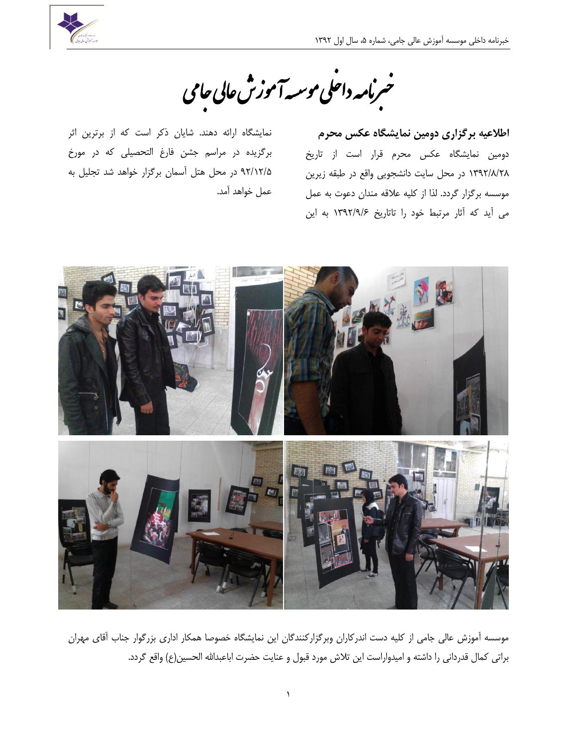# خبرنامه داخلی موسسه آموزش عالی جامی

**اطلاعیه برگزاری دومین نمایشگاه عکس محرم**

دومین نمایشگاه عکس محرم قرار است از تاریخ ۱۳۹۲/۸/۲۸ در محل سایت دانشجویی واقع در طبقه زیرین موسسه برگزار گردد. لذا از کلیه علاقه مندان دعوت به عمل می آید که آثار مرتبط خود را تاتاریخ ۱۳۹۲/۹/۶ به این نمایشگاه ارائه دهند. شایان ذکر است که از برترین اثر برگزیده در مراسم جشن فارغ التحصیلی که در مورخ ۹۲/۱۲/۵ در محل هتل آسمان برگزار خواهد شد تجلیل به عمل خواهد آمد.

موسسه آموزش عالی جامی از کلیه دست اندرکاران وبرگزارکنندگان این نمایشگاه خصوصا همکار اداری بزرگوار جناب آقای مهران براتی کمال قدردانی را داشته و امیدواراست این تلاش مورد قبول و عنایت حضرت اباعبدالله الحسین(ع) واقع گردد.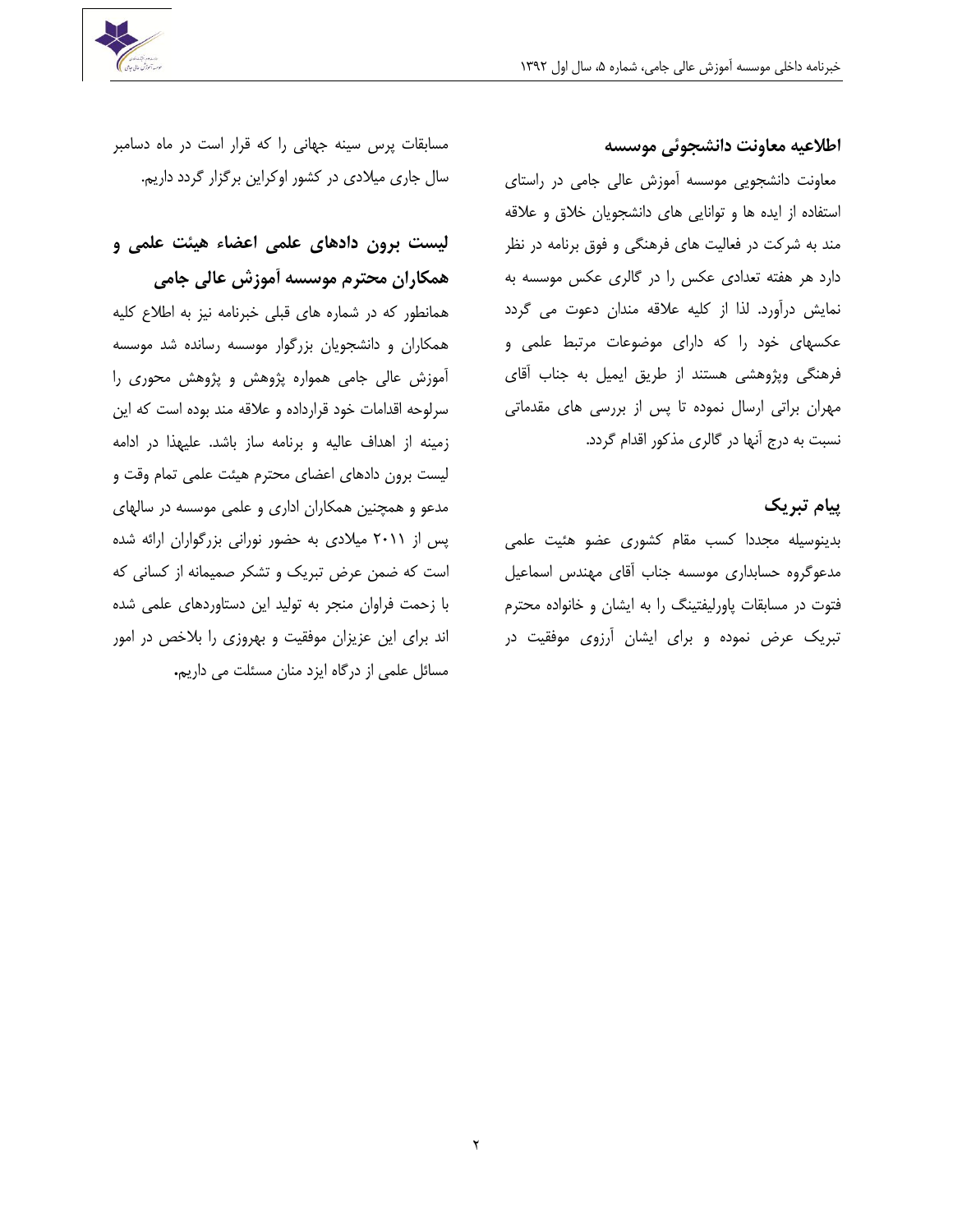**اطلاعیه معاونت دانشجوئی موسسه**

معاونت دانشجویی موسسه آموزش عالی جامی در راستای استفاده از ایده ها و توانایی های دانشجویان خلاق و علاقه مند به شرکت در فعالیت های فرهنگی و فوق برنامه در نظر دارد هر هفته تعدادی عکس را در گالری عکس موسسه به نمایش درآورد. لذا از کلیه علاقه مندان دعوت می گردد عکسهای خود را که دارای موضوعات مرتبط علمی و فرهنگی وپژوهشی هستند از طریق ایمیل به جناب آقای مهران براتی ارسال نموده تا پس از بررسی های مقدماتی نسبت به درج آنها در گالری مذکور اقدام گردد.

**پیام تبریک**

بدینوسیله مجددا کسب مقام کشوری عضو هیئت علمی مدعوگروه حسابداری موسسه جناب آقای مهندس اسماعیل فتوت در مسابقات پاورلیفتینگ را به ایشان و خانواده محترم تبریک عرض نموده و برای ایشان آرزوی موفقیت در مسابقات پرس سینه جهانی را که قرار است در ماه دسامبر سال جاری میلادی در کشور اوکراین برگزار گردد داریم.

**لیست برون دادهای علمی اعضاء هیئت علمی و همکاران محترم موسسه آموزش عالی جامی**

همانطور که در شماره های قبلی خبرنامه نیز به اطلاع کلیه همکاران و دانشجویان بزرگوار موسسه رسانده شد موسسه آموزش عالی جامی همواره پژوهش و پژوهش محوری را سرلوحه اقدامات خود قرارداده و علاقه مند بوده است که این زمینه از اهداف عالیه و برنامه ساز باشد. علیهذا در ادامه لیست برون دادهای اعضای محترم هیئت علمی تمام وقت و مدعو و همچنین همکاران اداری و علمی موسسه در سالهای پس از ۲۰۱۱ میلادی به حضور نورانی بزرگواران ارائه شده است که ضمن عرض تبریک و تشکر صمیمانه از کسانی که با زحمت فراوان منجر به تولید این دستاوردهای علمی شده اند برای این عزیزان موفقیت و بهروزی را بلاخص در امور مسائل علمی از درگاه ایزد منان مسئلت می داریم.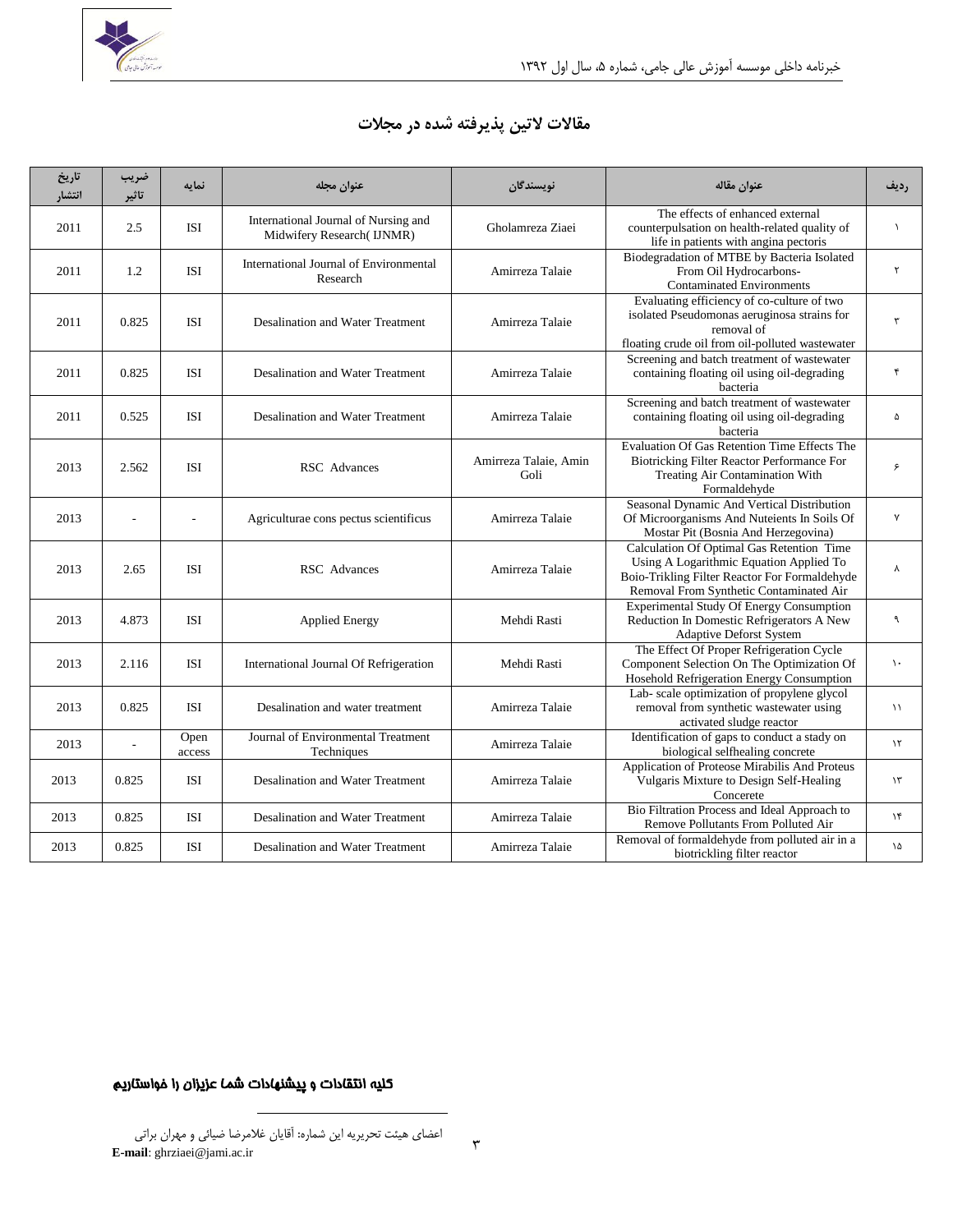## مقالات لاتین پذیرفته شده در مجلات

| ردیف | عنوان مقاله | نویسندگان | عنوان مجله | نمایه | ضریب تاثیر | تاریخ انتشار |
|---|---|---|---|---|---|---|
| ۱ | The effects of enhanced external counterpulsation on health-related quality of life in patients with angina pectoris | Gholamreza Ziaei | International Journal of Nursing and Midwifery Research( IJNMR) | ISI | 2.5 | 2011 |
| ۲ | Biodegradation of MTBE by Bacteria Isolated From Oil Hydrocarbons-Contaminated Environments | Amirreza Talaie | International Journal of Environmental Research | ISI | 1.2 | 2011 |
| ۳ | Evaluating efficiency of co-culture of two isolated Pseudomonas aeruginosa strains for removal of floating crude oil from oil-polluted wastewater | Amirreza Talaie | Desalination and Water Treatment | ISI | 0.825 | 2011 |
| ۴ | Screening and batch treatment of wastewater containing floating oil using oil-degrading bacteria | Amirreza Talaie | Desalination and Water Treatment | ISI | 0.825 | 2011 |
| ۵ | Screening and batch treatment of wastewater containing floating oil using oil-degrading bacteria | Amirreza Talaie | Desalination and Water Treatment | ISI | 0.525 | 2011 |
| ۶ | Evaluation Of Gas Retention Time Effects The Biotricking Filter Reactor Performance For Treating Air Contamination With Formaldehyde | Amirreza Talaie, Amin Goli | RSC Advances | ISI | 2.562 | 2013 |
| ۷ | Seasonal Dynamic And Vertical Distribution Of Microorganisms And Nuteients In Soils Of Mostar Pit (Bosnia And Herzegovina) | Amirreza Talaie | Agriculturae cons pectus scientificus | - | - | 2013 |
| ۸ | Calculation Of Optimal Gas Retention Time Using A Logarithmic Equation Applied To Boio-Trikling Filter Reactor For Formaldehyde Removal From Synthetic Contaminated Air | Amirreza Talaie | RSC Advances | ISI | 2.65 | 2013 |
| ۹ | Experimental Study Of Energy Consumption Reduction In Domestic Refrigerators A New Adaptive Deforst System | Mehdi Rasti | Applied Energy | ISI | 4.873 | 2013 |
| ۱۰ | The Effect Of Proper Refrigeration Cycle Component Selection On The Optimization Of Hosehold Refrigeration Energy Consumption | Mehdi Rasti | International Journal Of Refrigeration | ISI | 2.116 | 2013 |
| ۱۱ | Lab- scale optimization of propylene glycol removal from synthetic wastewater using activated sludge reactor | Amirreza Talaie | Desalination and water treatment | ISI | 0.825 | 2013 |
| ۱۲ | Identification of gaps to conduct a stady on biological selfhealing concrete | Amirreza Talaie | Journal of Environmental Treatment Techniques | Open access | - | 2013 |
| ۱۳ | Application of Proteose Mirabilis And Proteus Vulgaris Mixture to Design Self-Healing Concerete | Amirreza Talaie | Desalination and Water Treatment | ISI | 0.825 | 2013 |
| ۱۴ | Bio Filtration Process and Ideal Approach to Remove Pollutants From Polluted Air | Amirreza Talaie | Desalination and Water Treatment | ISI | 0.825 | 2013 |
| ۱۵ | Removal of formaldehyde from polluted air in a biotrickling filter reactor | Amirreza Talaie | Desalination and Water Treatment | ISI | 0.825 | 2013 |

**کلیه انتقادات و پیشنهادات شما عزیزان را خواستاریم**

---

اعضای هیئت تحریریه این شماره: آقایان غلامرضا ضیائی و مهران براتی

**E-mail**: ghrziaei@jami.ac.ir